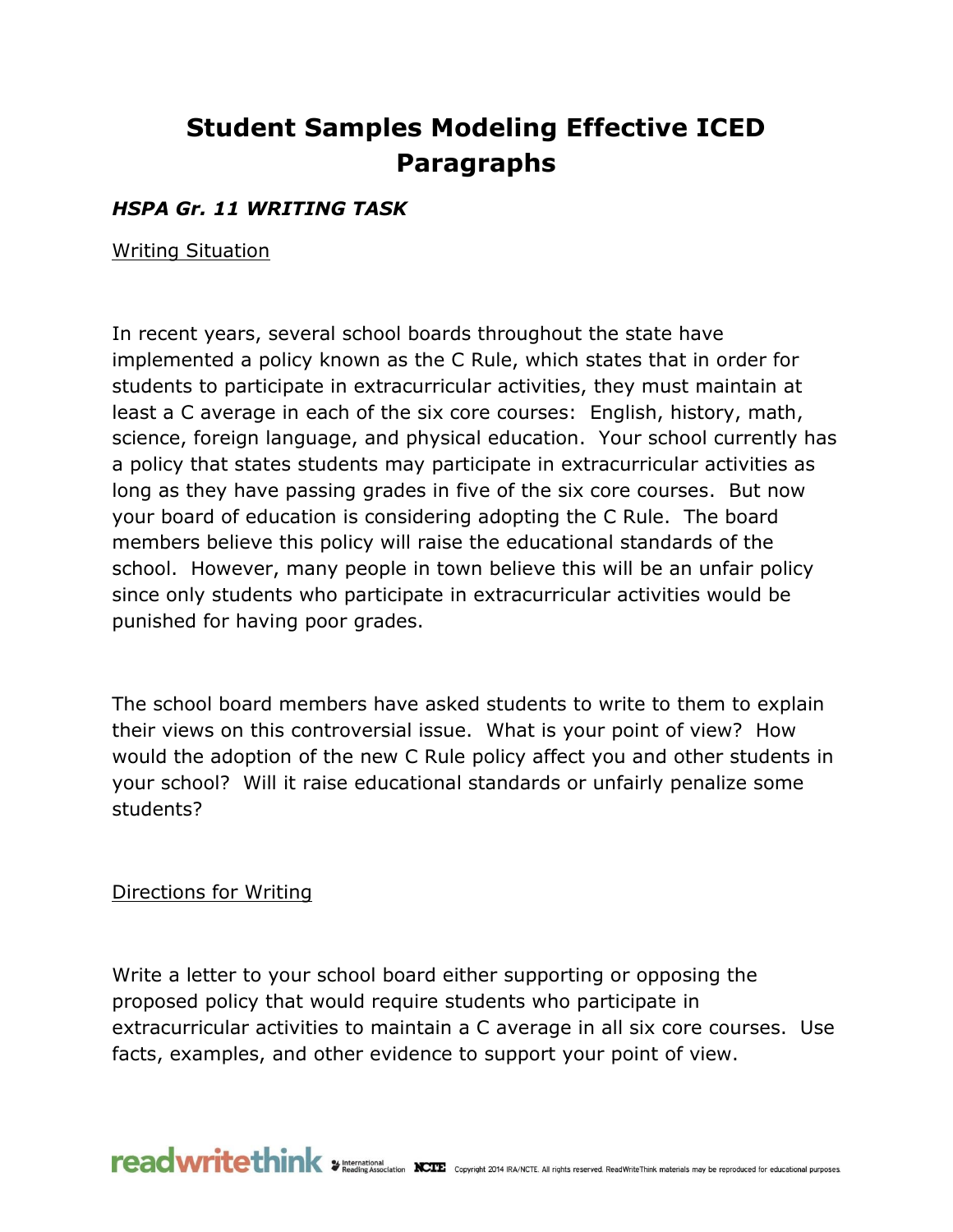# Student Samples Modeling Effective ICED Paragraphs

***HSPA Gr. 11 WRITING TASK***

Writing Situation

In recent years, several school boards throughout the state have implemented a policy known as the C Rule, which states that in order for students to participate in extracurricular activities, they must maintain at least a C average in each of the six core courses: English, history, math, science, foreign language, and physical education. Your school currently has a policy that states students may participate in extracurricular activities as long as they have passing grades in five of the six core courses. But now your board of education is considering adopting the C Rule. The board members believe this policy will raise the educational standards of the school. However, many people in town believe this will be an unfair policy since only students who participate in extracurricular activities would be punished for having poor grades.

The school board members have asked students to write to them to explain their views on this controversial issue. What is your point of view? How would the adoption of the new C Rule policy affect you and other students in your school? Will it raise educational standards or unfairly penalize some students?

Directions for Writing

Write a letter to your school board either supporting or opposing the proposed policy that would require students who participate in extracurricular activities to maintain a C average in all six core courses. Use facts, examples, and other evidence to support your point of view.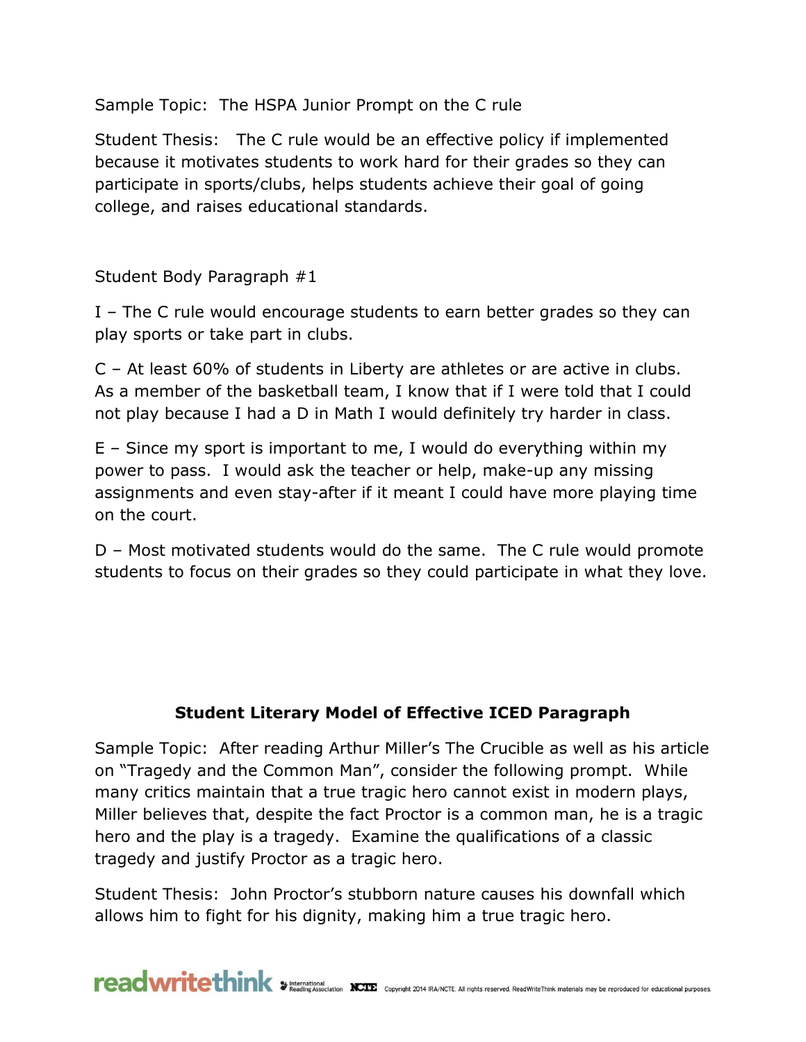Sample Topic: The HSPA Junior Prompt on the C rule

Student Thesis: The C rule would be an effective policy if implemented because it motivates students to work hard for their grades so they can participate in sports/clubs, helps students achieve their goal of going college, and raises educational standards.

Student Body Paragraph #1

I – The C rule would encourage students to earn better grades so they can play sports or take part in clubs.

C – At least 60% of students in Liberty are athletes or are active in clubs. As a member of the basketball team, I know that if I were told that I could not play because I had a D in Math I would definitely try harder in class.

E – Since my sport is important to me, I would do everything within my power to pass. I would ask the teacher or help, make-up any missing assignments and even stay-after if it meant I could have more playing time on the court.

D – Most motivated students would do the same. The C rule would promote students to focus on their grades so they could participate in what they love.

## Student Literary Model of Effective ICED Paragraph

Sample Topic: After reading Arthur Miller's The Crucible as well as his article on "Tragedy and the Common Man", consider the following prompt. While many critics maintain that a true tragic hero cannot exist in modern plays, Miller believes that, despite the fact Proctor is a common man, he is a tragic hero and the play is a tragedy. Examine the qualifications of a classic tragedy and justify Proctor as a tragic hero.

Student Thesis: John Proctor's stubborn nature causes his downfall which allows him to fight for his dignity, making him a true tragic hero.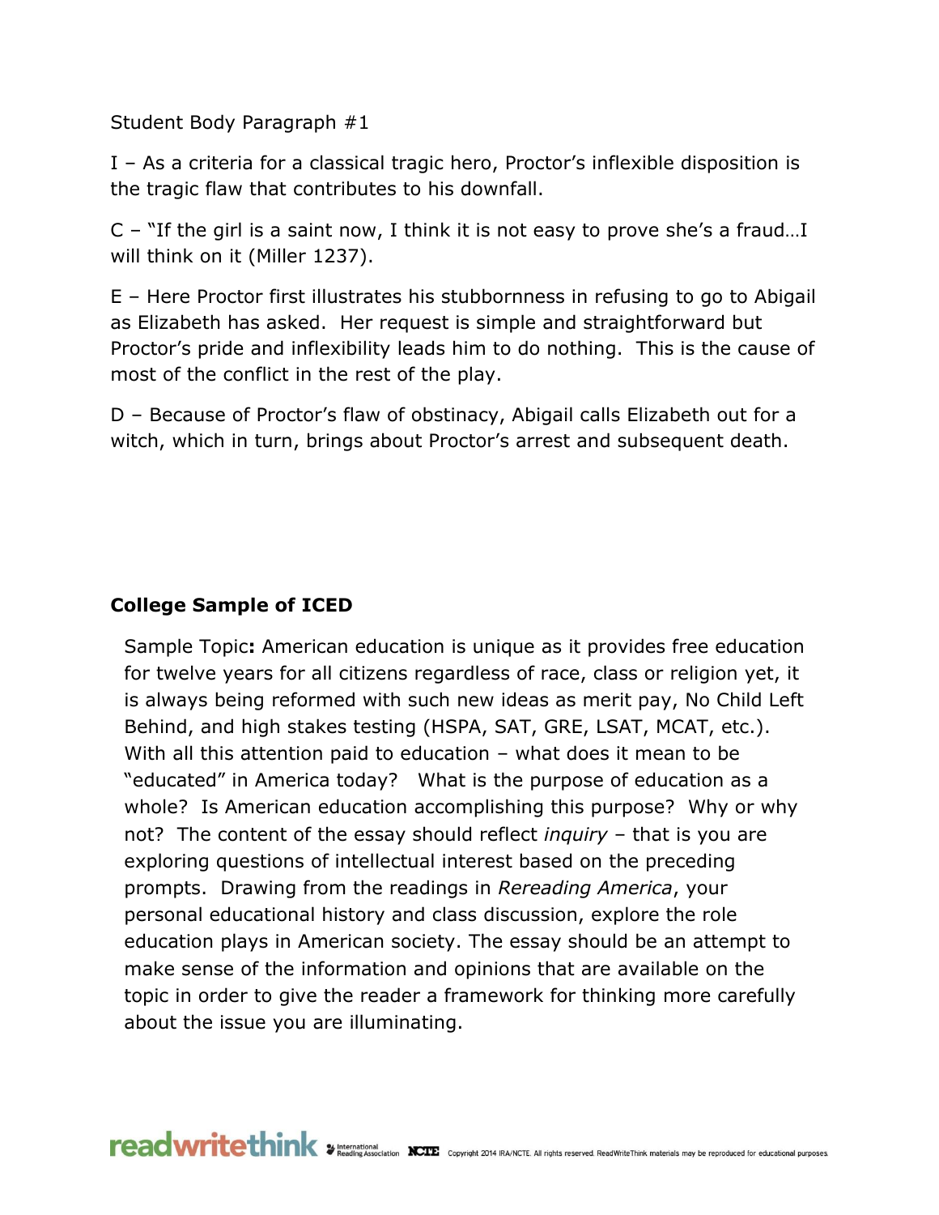Student Body Paragraph #1

I – As a criteria for a classical tragic hero, Proctor's inflexible disposition is the tragic flaw that contributes to his downfall.

C – "If the girl is a saint now, I think it is not easy to prove she's a fraud…I will think on it (Miller 1237).

E – Here Proctor first illustrates his stubbornness in refusing to go to Abigail as Elizabeth has asked. Her request is simple and straightforward but Proctor's pride and inflexibility leads him to do nothing. This is the cause of most of the conflict in the rest of the play.

D – Because of Proctor's flaw of obstinacy, Abigail calls Elizabeth out for a witch, which in turn, brings about Proctor's arrest and subsequent death.

**College Sample of ICED**

Sample Topic**:** American education is unique as it provides free education for twelve years for all citizens regardless of race, class or religion yet, it is always being reformed with such new ideas as merit pay, No Child Left Behind, and high stakes testing (HSPA, SAT, GRE, LSAT, MCAT, etc.). With all this attention paid to education – what does it mean to be "educated" in America today? What is the purpose of education as a whole? Is American education accomplishing this purpose? Why or why not? The content of the essay should reflect *inquiry* – that is you are exploring questions of intellectual interest based on the preceding prompts. Drawing from the readings in *Rereading America*, your personal educational history and class discussion, explore the role education plays in American society. The essay should be an attempt to make sense of the information and opinions that are available on the topic in order to give the reader a framework for thinking more carefully about the issue you are illuminating.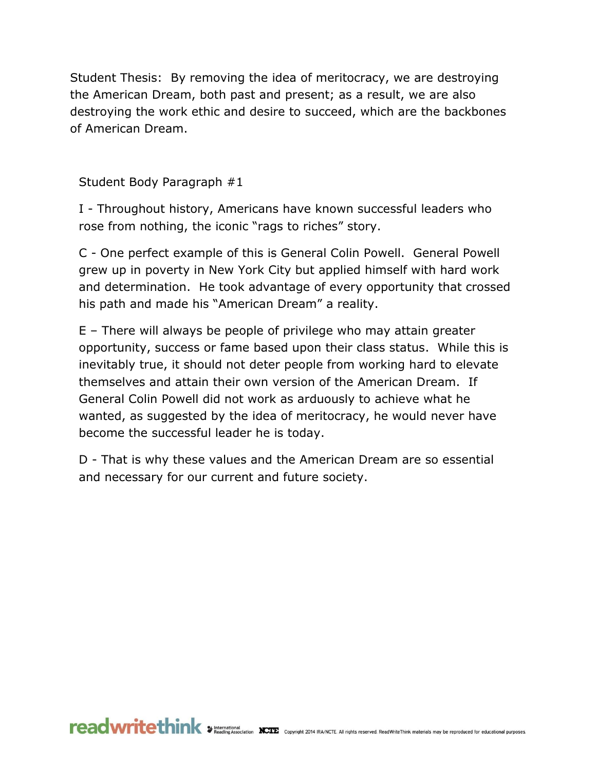Student Thesis: By removing the idea of meritocracy, we are destroying the American Dream, both past and present; as a result, we are also destroying the work ethic and desire to succeed, which are the backbones of American Dream.

Student Body Paragraph #1

I - Throughout history, Americans have known successful leaders who rose from nothing, the iconic "rags to riches" story.

C - One perfect example of this is General Colin Powell. General Powell grew up in poverty in New York City but applied himself with hard work and determination. He took advantage of every opportunity that crossed his path and made his "American Dream" a reality.

E – There will always be people of privilege who may attain greater opportunity, success or fame based upon their class status. While this is inevitably true, it should not deter people from working hard to elevate themselves and attain their own version of the American Dream. If General Colin Powell did not work as arduously to achieve what he wanted, as suggested by the idea of meritocracy, he would never have become the successful leader he is today.

D - That is why these values and the American Dream are so essential and necessary for our current and future society.